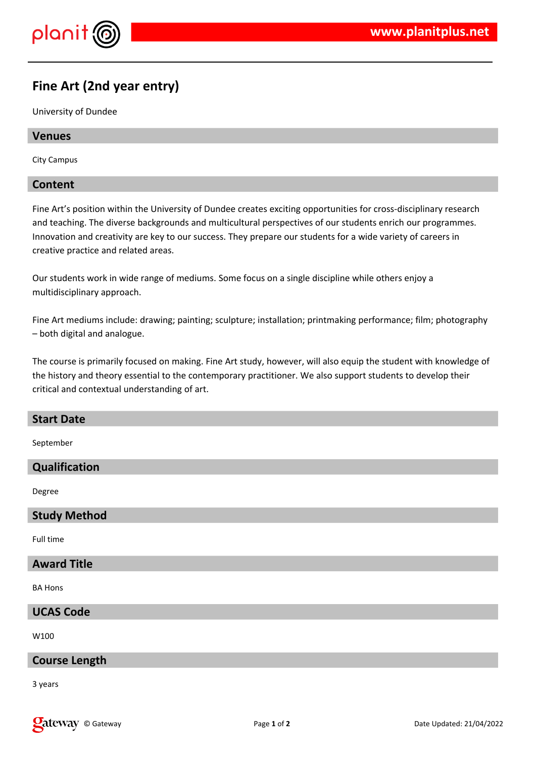# Fine Art (2nd year entry)

University of Dundee

## Venues

City Campus

## Content

Fine Art's position within the University of Dundee creates exciting opportunities for cross-disciplinary research and teaching. The diverse backgrounds and multicultural perspectives of our students enrich our programmes. Innovation and creativity are key to our success. They prepare our students for a wide variety of careers in creative practice and related areas.

Our students work in wide range of mediums. Some focus on a single discipline while others enjoy a multidisciplinary approach.

Fine Art mediums include: drawing; painting; sculpture; installation; printmaking performance; film; photography – both digital and analogue.

The course is primarily focused on making. Fine Art study, however, will also equip the student with knowledge of the history and theory essential to the contemporary practitioner. We also support students to develop their critical and contextual understanding of art.

## Start Date

September

## Qualification

Degree

## Study Method

Full time

## Award Title

BA Hons

## UCAS Code

W100

## Course Length

3 years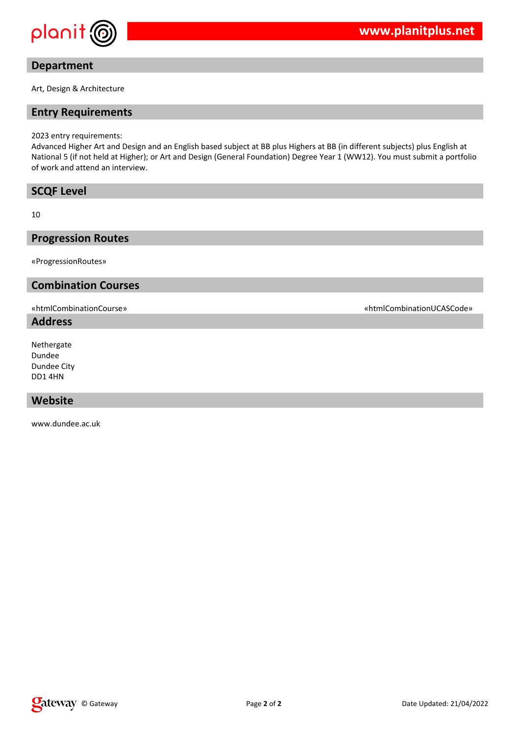## Department

Art, Design & Architecture

## Entry Requirements

2023 entry requirements:
Advanced Higher Art and Design and an English based subject at BB plus Highers at BB (in different subjects) plus English at National 5 (if not held at Higher); or Art and Design (General Foundation) Degree Year 1 (WW12). You must submit a portfolio of work and attend an interview.

## SCQF Level

10

## Progression Routes

«ProgressionRoutes»

## Combination Courses

«htmlCombinationCourse» «htmlCombinationUCASCode»

## Address

Nethergate
Dundee
Dundee City
DD1 4HN

## Website

www.dundee.ac.uk

Date Updated: 21/04/2022